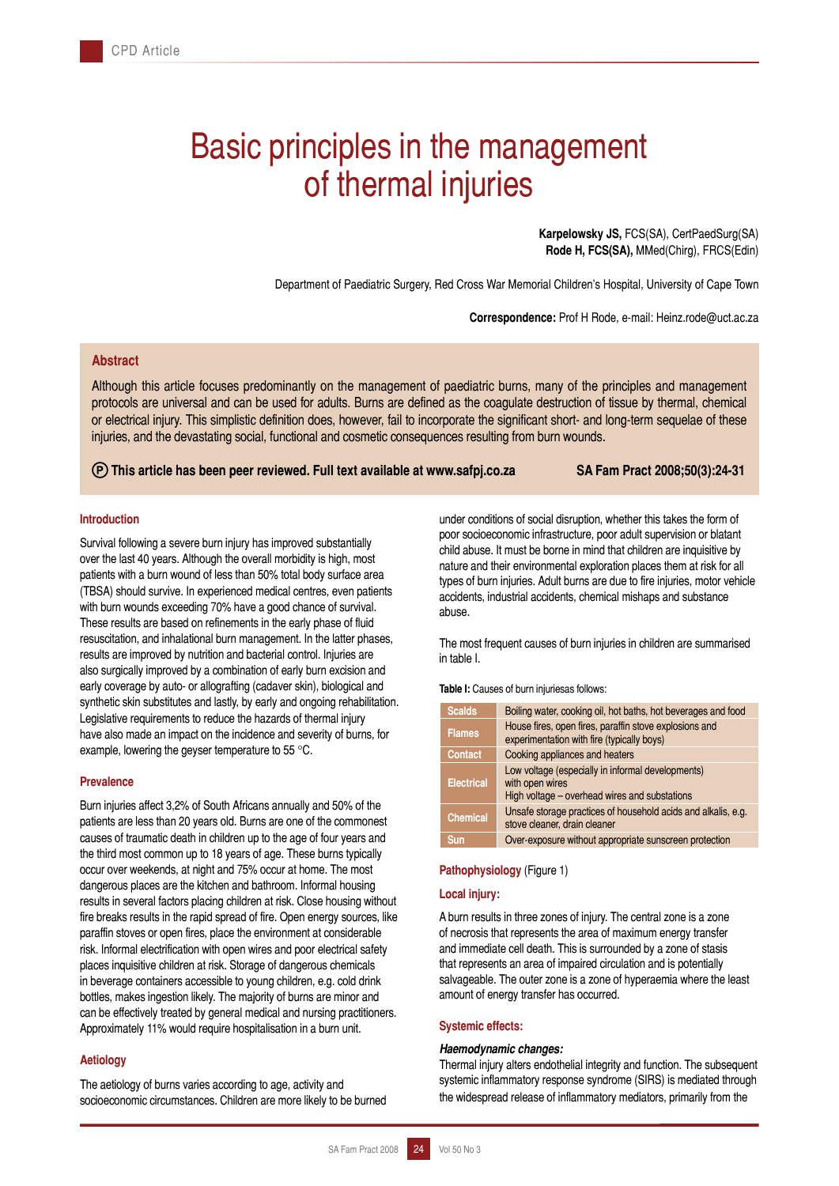# Basic principles in the management of thermal injuries

**Karpelowsky JS,** FCS(SA), CertPaedSurg(SA)
**Rode H, FCS(SA),** MMed(Chirg), FRCS(Edin)

Department of Paediatric Surgery, Red Cross War Memorial Children's Hospital, University of Cape Town

**Correspondence:** Prof H Rode, e-mail: Heinz.rode@uct.ac.za

## Abstract

Although this article focuses predominantly on the management of paediatric burns, many of the principles and management protocols are universal and can be used for adults. Burns are defined as the coagulate destruction of tissue by thermal, chemical or electrical injury. This simplistic definition does, however, fail to incorporate the significant short- and long-term sequelae of these injuries, and the devastating social, functional and cosmetic consequences resulting from burn wounds.

**Ⓟ This article has been peer reviewed. Full text available at www.safpj.co.za** **SA Fam Pract 2008;50(3):24-31**

## Introduction

Survival following a severe burn injury has improved substantially over the last 40 years. Although the overall morbidity is high, most patients with a burn wound of less than 50% total body surface area (TBSA) should survive. In experienced medical centres, even patients with burn wounds exceeding 70% have a good chance of survival. These results are based on refinements in the early phase of fluid resuscitation, and inhalational burn management. In the latter phases, results are improved by nutrition and bacterial control. Injuries are also surgically improved by a combination of early burn excision and early coverage by auto- or allografting (cadaver skin), biological and synthetic skin substitutes and lastly, by early and ongoing rehabilitation. Legislative requirements to reduce the hazards of thermal injury have also made an impact on the incidence and severity of burns, for example, lowering the geyser temperature to 55 °C.

## Prevalence

Burn injuries affect 3,2% of South Africans annually and 50% of the patients are less than 20 years old. Burns are one of the commonest causes of traumatic death in children up to the age of four years and the third most common up to 18 years of age. These burns typically occur over weekends, at night and 75% occur at home. The most dangerous places are the kitchen and bathroom. Informal housing results in several factors placing children at risk. Close housing without fire breaks results in the rapid spread of fire. Open energy sources, like paraffin stoves or open fires, place the environment at considerable risk. Informal electrification with open wires and poor electrical safety places inquisitive children at risk. Storage of dangerous chemicals in beverage containers accessible to young children, e.g. cold drink bottles, makes ingestion likely. The majority of burns are minor and can be effectively treated by general medical and nursing practitioners. Approximately 11% would require hospitalisation in a burn unit.

## Aetiology

The aetiology of burns varies according to age, activity and socioeconomic circumstances. Children are more likely to be burned under conditions of social disruption, whether this takes the form of poor socioeconomic infrastructure, poor adult supervision or blatant child abuse. It must be borne in mind that children are inquisitive by nature and their environmental exploration places them at risk for all types of burn injuries. Adult burns are due to fire injuries, motor vehicle accidents, industrial accidents, chemical mishaps and substance abuse.

The most frequent causes of burn injuries in children are summarised in table I.

**Table I:** Causes of burn injuriesas follows:

| | |
|---|---|
| **Scalds** | Boiling water, cooking oil, hot baths, hot beverages and food |
| **Flames** | House fires, open fires, paraffin stove explosions and experimentation with fire (typically boys) |
| **Contact** | Cooking appliances and heaters |
| **Electrical** | Low voltage (especially in informal developments) with open wires<br>High voltage – overhead wires and substations |
| **Chemical** | Unsafe storage practices of household acids and alkalis, e.g. stove cleaner, drain cleaner |
| **Sun** | Over-exposure without appropriate sunscreen protection |

## Pathophysiology (Figure 1)

### Local injury:

A burn results in three zones of injury. The central zone is a zone of necrosis that represents the area of maximum energy transfer and immediate cell death. This is surrounded by a zone of stasis that represents an area of impaired circulation and is potentially salvageable. The outer zone is a zone of hyperaemia where the least amount of energy transfer has occurred.

### Systemic effects:

***Haemodynamic changes:***
Thermal injury alters endothelial integrity and function. The subsequent systemic inflammatory response syndrome (SIRS) is mediated through the widespread release of inflammatory mediators, primarily from the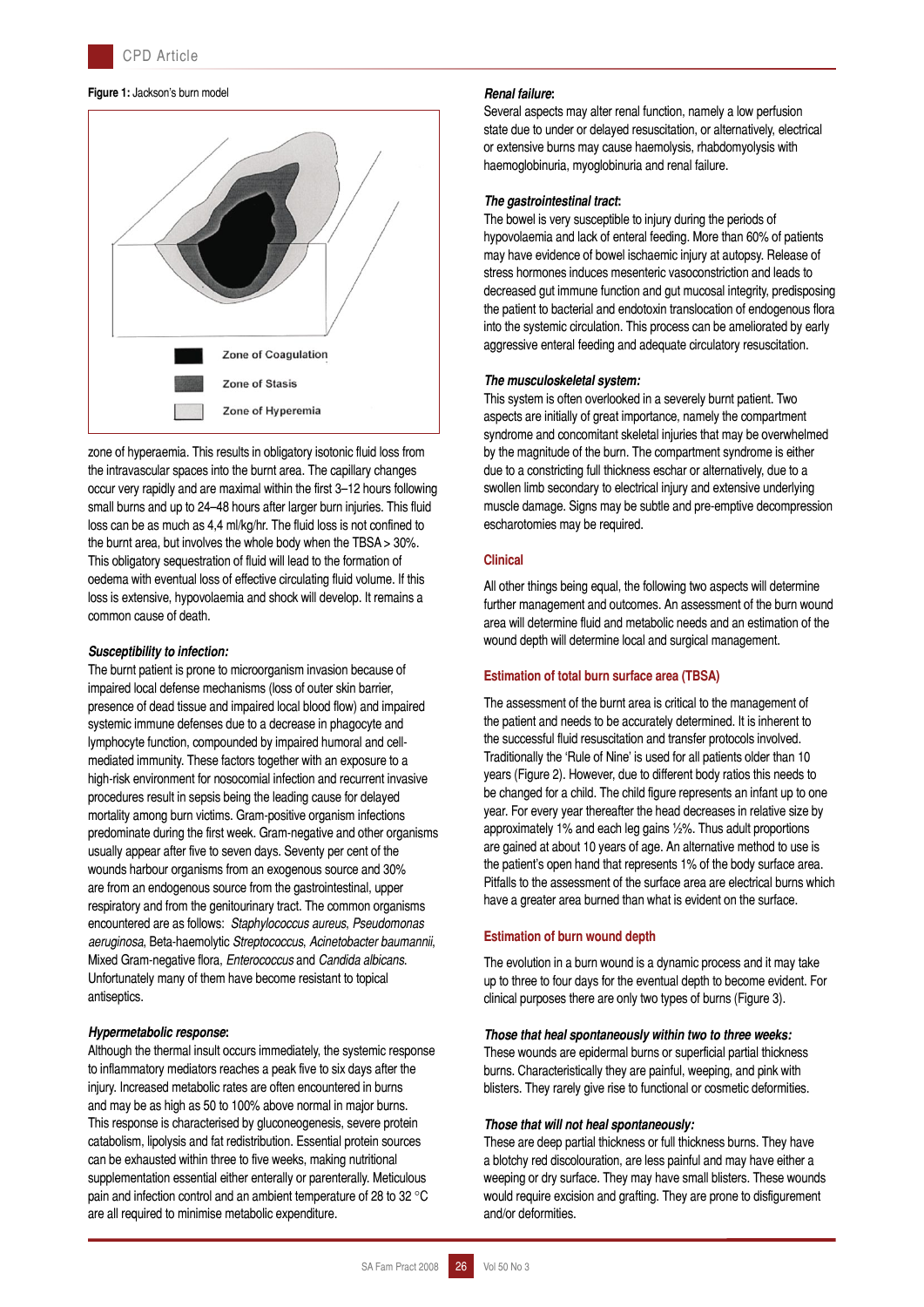**Figure 1:** Jackson's burn model

Zone of Coagulation

Zone of Stasis

Zone of Hyperemia

zone of hyperaemia. This results in obligatory isotonic fluid loss from the intravascular spaces into the burnt area. The capillary changes occur very rapidly and are maximal within the first 3–12 hours following small burns and up to 24–48 hours after larger burn injuries. This fluid loss can be as much as 4,4 ml/kg/hr. The fluid loss is not confined to the burnt area, but involves the whole body when the TBSA > 30%. This obligatory sequestration of fluid will lead to the formation of oedema with eventual loss of effective circulating fluid volume. If this loss is extensive, hypovolaemia and shock will develop. It remains a common cause of death.

***Susceptibility to infection:***
The burnt patient is prone to microorganism invasion because of impaired local defense mechanisms (loss of outer skin barrier, presence of dead tissue and impaired local blood flow) and impaired systemic immune defenses due to a decrease in phagocyte and lymphocyte function, compounded by impaired humoral and cell-mediated immunity. These factors together with an exposure to a high-risk environment for nosocomial infection and recurrent invasive procedures result in sepsis being the leading cause for delayed mortality among burn victims. Gram-positive organism infections predominate during the first week. Gram-negative and other organisms usually appear after five to seven days. Seventy per cent of the wounds harbour organisms from an exogenous source and 30% are from an endogenous source from the gastrointestinal, upper respiratory and from the genitourinary tract. The common organisms encountered are as follows: *Staphylococcus aureus*, *Pseudomonas aeruginosa*, Beta-haemolytic *Streptococcus*, *Acinetobacter baumannii*, Mixed Gram-negative flora, *Enterococcus* and *Candida albicans*. Unfortunately many of them have become resistant to topical antiseptics.

***Hypermetabolic response:***
Although the thermal insult occurs immediately, the systemic response to inflammatory mediators reaches a peak five to six days after the injury. Increased metabolic rates are often encountered in burns and may be as high as 50 to 100% above normal in major burns. This response is characterised by gluconeogenesis, severe protein catabolism, lipolysis and fat redistribution. Essential protein sources can be exhausted within three to five weeks, making nutritional supplementation essential either enterally or parenterally. Meticulous pain and infection control and an ambient temperature of 28 to 32 °C are all required to minimise metabolic expenditure.

***Renal failure:***
Several aspects may alter renal function, namely a low perfusion state due to under or delayed resuscitation, or alternatively, electrical or extensive burns may cause haemolysis, rhabdomyolysis with haemoglobinuria, myoglobinuria and renal failure.

***The gastrointestinal tract:***
The bowel is very susceptible to injury during the periods of hypovolaemia and lack of enteral feeding. More than 60% of patients may have evidence of bowel ischaemic injury at autopsy. Release of stress hormones induces mesenteric vasoconstriction and leads to decreased gut immune function and gut mucosal integrity, predisposing the patient to bacterial and endotoxin translocation of endogenous flora into the systemic circulation. This process can be ameliorated by early aggressive enteral feeding and adequate circulatory resuscitation.

***The musculoskeletal system:***
This system is often overlooked in a severely burnt patient. Two aspects are initially of great importance, namely the compartment syndrome and concomitant skeletal injuries that may be overwhelmed by the magnitude of the burn. The compartment syndrome is either due to a constricting full thickness eschar or alternatively, due to a swollen limb secondary to electrical injury and extensive underlying muscle damage. Signs may be subtle and pre-emptive decompression escharotomies may be required.

## Clinical

All other things being equal, the following two aspects will determine further management and outcomes. An assessment of the burn wound area will determine fluid and metabolic needs and an estimation of the wound depth will determine local and surgical management.

### Estimation of total burn surface area (TBSA)

The assessment of the burnt area is critical to the management of the patient and needs to be accurately determined. It is inherent to the successful fluid resuscitation and transfer protocols involved. Traditionally the 'Rule of Nine' is used for all patients older than 10 years (Figure 2). However, due to different body ratios this needs to be changed for a child. The child figure represents an infant up to one year. For every year thereafter the head decreases in relative size by approximately 1% and each leg gains ½%. Thus adult proportions are gained at about 10 years of age. An alternative method to use is the patient's open hand that represents 1% of the body surface area. Pitfalls to the assessment of the surface area are electrical burns which have a greater area burned than what is evident on the surface.

### Estimation of burn wound depth

The evolution in a burn wound is a dynamic process and it may take up to three to four days for the eventual depth to become evident. For clinical purposes there are only two types of burns (Figure 3).

***Those that heal spontaneously within two to three weeks:***
These wounds are epidermal burns or superficial partial thickness burns. Characteristically they are painful, weeping, and pink with blisters. They rarely give rise to functional or cosmetic deformities.

***Those that will not heal spontaneously:***
These are deep partial thickness or full thickness burns. They have a blotchy red discolouration, are less painful and may have either a weeping or dry surface. They may have small blisters. These wounds would require excision and grafting. They are prone to disfigurement and/or deformities.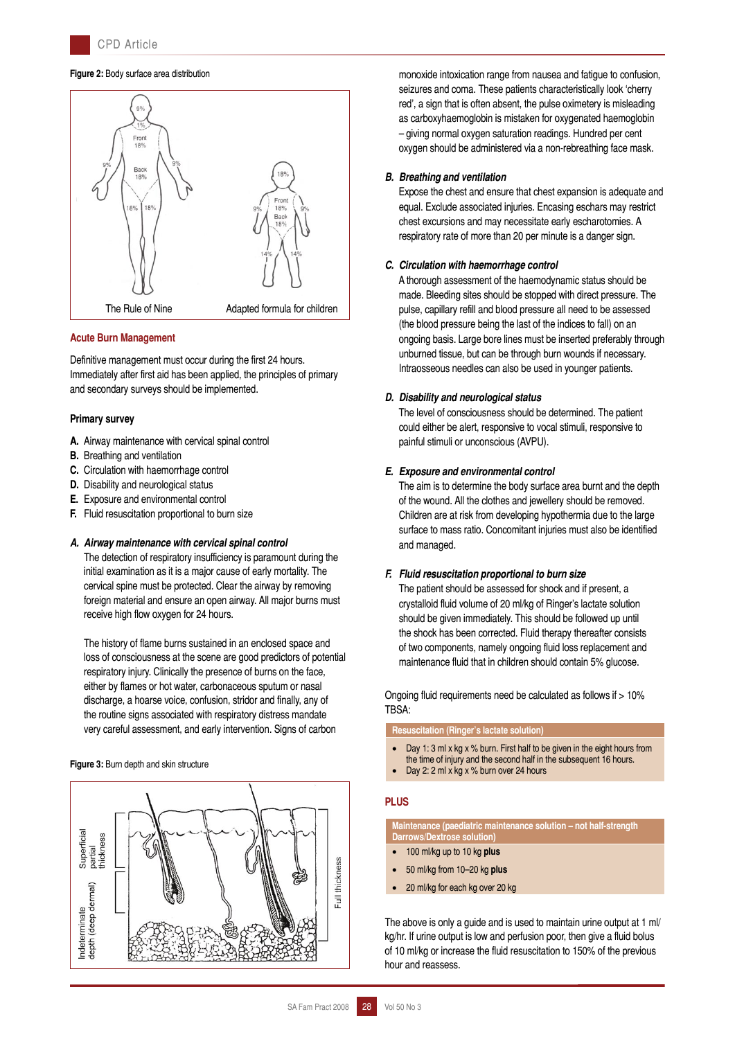**Figure 2:** Body surface area distribution

The Rule of Nine — Adapted formula for children

## Acute Burn Management

Definitive management must occur during the first 24 hours. Immediately after first aid has been applied, the principles of primary and secondary surveys should be implemented.

### Primary survey

**A.** Airway maintenance with cervical spinal control
**B.** Breathing and ventilation
**C.** Circulation with haemorrhage control
**D.** Disability and neurological status
**E.** Exposure and environmental control
**F.** Fluid resuscitation proportional to burn size

***A. Airway maintenance with cervical spinal control***

The detection of respiratory insufficiency is paramount during the initial examination as it is a major cause of early mortality. The cervical spine must be protected. Clear the airway by removing foreign material and ensure an open airway. All major burns must receive high flow oxygen for 24 hours.

The history of flame burns sustained in an enclosed space and loss of consciousness at the scene are good predictors of potential respiratory injury. Clinically the presence of burns on the face, either by flames or hot water, carbonaceous sputum or nasal discharge, a hoarse voice, confusion, stridor and finally, any of the routine signs associated with respiratory distress mandate very careful assessment, and early intervention. Signs of carbon monoxide intoxication range from nausea and fatigue to confusion, seizures and coma. These patients characteristically look 'cherry red', a sign that is often absent, the pulse oximetery is misleading as carboxyhaemoglobin is mistaken for oxygenated haemoglobin – giving normal oxygen saturation readings. Hundred per cent oxygen should be administered via a non-rebreathing face mask.

**Figure 3:** Burn depth and skin structure

Superficial partial thickness — Indeterminate depth (deep dermal) — Full thickness

***B. Breathing and ventilation***

Expose the chest and ensure that chest expansion is adequate and equal. Exclude associated injuries. Encasing eschars may restrict chest excursions and may necessitate early escharotomies. A respiratory rate of more than 20 per minute is a danger sign.

***C. Circulation with haemorrhage control***

A thorough assessment of the haemodynamic status should be made. Bleeding sites should be stopped with direct pressure. The pulse, capillary refill and blood pressure all need to be assessed (the blood pressure being the last of the indices to fall) on an ongoing basis. Large bore lines must be inserted preferably through unburned tissue, but can be through burn wounds if necessary. Intraosseous needles can also be used in younger patients.

***D. Disability and neurological status***

The level of consciousness should be determined. The patient could either be alert, responsive to vocal stimuli, responsive to painful stimuli or unconscious (AVPU).

***E. Exposure and environmental control***

The aim is to determine the body surface area burnt and the depth of the wound. All the clothes and jewellery should be removed. Children are at risk from developing hypothermia due to the large surface to mass ratio. Concomitant injuries must also be identified and managed.

***F. Fluid resuscitation proportional to burn size***

The patient should be assessed for shock and if present, a crystalloid fluid volume of 20 ml/kg of Ringer's lactate solution should be given immediately. This should be followed up until the shock has been corrected. Fluid therapy thereafter consists of two components, namely ongoing fluid loss replacement and maintenance fluid that in children should contain 5% glucose.

Ongoing fluid requirements need be calculated as follows if > 10% TBSA:

| Resuscitation (Ringer's lactate solution) |
|---|
| • Day 1: 3 ml x kg x % burn. First half to be given in the eight hours from the time of injury and the second half in the subsequent 16 hours. |
| • Day 2: 2 ml x kg x % burn over 24 hours |

**PLUS**

| Maintenance (paediatric maintenance solution – not half-strength Darrows/Dextrose solution) |
|---|
| • 100 ml/kg up to 10 kg **plus** |
| • 50 ml/kg from 10–20 kg **plus** |
| • 20 ml/kg for each kg over 20 kg |

The above is only a guide and is used to maintain urine output at 1 ml/kg/hr. If urine output is low and perfusion poor, then give a fluid bolus of 10 ml/kg or increase the fluid resuscitation to 150% of the previous hour and reassess.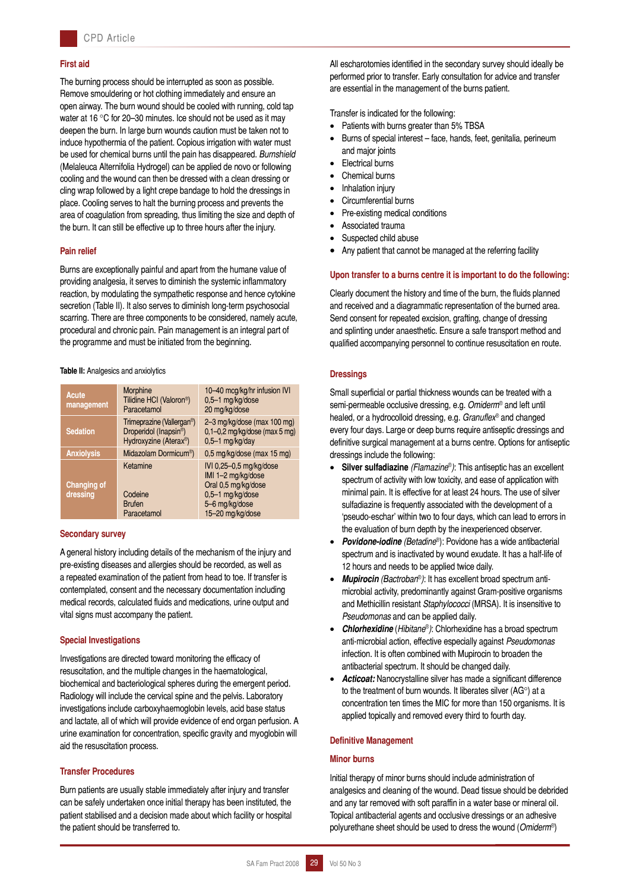## First aid

The burning process should be interrupted as soon as possible. Remove smouldering or hot clothing immediately and ensure an open airway. The burn wound should be cooled with running, cold tap water at 16 °C for 20–30 minutes. Ice should not be used as it may deepen the burn. In large burn wounds caution must be taken not to induce hypothermia of the patient. Copious irrigation with water must be used for chemical burns until the pain has disappeared. *Burnshield* (Melaleuca Alternifolia Hydrogel) can be applied de novo or following cooling and the wound can then be dressed with a clean dressing or cling wrap followed by a light crepe bandage to hold the dressings in place. Cooling serves to halt the burning process and prevents the area of coagulation from spreading, thus limiting the size and depth of the burn. It can still be effective up to three hours after the injury.

## Pain relief

Burns are exceptionally painful and apart from the humane value of providing analgesia, it serves to diminish the systemic inflammatory reaction, by modulating the sympathetic response and hence cytokine secretion (Table II). It also serves to diminish long-term psychosocial scarring. There are three components to be considered, namely acute, procedural and chronic pain. Pain management is an integral part of the programme and must be initiated from the beginning.

**Table II:** Analgesics and anxiolytics

| | | |
|---|---|---|
| **Acute management** | Morphine<br>Tilidine HCl (Valoron®)<br>Paracetamol | 10–40 mcg/kg/hr infusion IVI<br>0,5–1 mg/kg/dose<br>20 mg/kg/dose |
| **Sedation** | Trimeprazine (Vallergan®)<br>Droperidol (Inapsin®)<br>Hydroxyzine (Aterax®) | 2–3 mg/kg/dose (max 100 mg)<br>0,1–0,2 mg/kg/dose (max 5 mg)<br>0,5–1 mg/kg/day |
| **Anxiolysis** | Midazolam Dormicum® | 0,5 mg/kg/dose (max 15 mg) |
| **Changing of dressing** | Ketamine<br><br><br>Codeine<br>Brufen<br>Paracetamol | IVI 0,25–0,5 mg/kg/dose<br>IMI 1–2 mg/kg/dose<br>Oral 0,5 mg/kg/dose<br>0,5–1 mg/kg/dose<br>5–6 mg/kg/dose<br>15–20 mg/kg/dose |

## Secondary survey

A general history including details of the mechanism of the injury and pre-existing diseases and allergies should be recorded, as well as a repeated examination of the patient from head to toe. If transfer is contemplated, consent and the necessary documentation including medical records, calculated fluids and medications, urine output and vital signs must accompany the patient.

## Special Investigations

Investigations are directed toward monitoring the efficacy of resuscitation, and the multiple changes in the haematological, biochemical and bacteriological spheres during the emergent period. Radiology will include the cervical spine and the pelvis. Laboratory investigations include carboxyhaemoglobin levels, acid base status and lactate, all of which will provide evidence of end organ perfusion. A urine examination for concentration, specific gravity and myoglobin will aid the resuscitation process.

## Transfer Procedures

Burn patients are usually stable immediately after injury and transfer can be safely undertaken once initial therapy has been instituted, the patient stabilised and a decision made about which facility or hospital the patient should be transferred to.

All escharotomies identified in the secondary survey should ideally be performed prior to transfer. Early consultation for advice and transfer are essential in the management of the burns patient.

Transfer is indicated for the following:

- Patients with burns greater than 5% TBSA
- Burns of special interest – face, hands, feet, genitalia, perineum and major joints
- Electrical burns
- Chemical burns
- Inhalation injury
- Circumferential burns
- Pre-existing medical conditions
- Associated trauma
- Suspected child abuse
- Any patient that cannot be managed at the referring facility

## Upon transfer to a burns centre it is important to do the following:

Clearly document the history and time of the burn, the fluids planned and received and a diagrammatic representation of the burned area. Send consent for repeated excision, grafting, change of dressing and splinting under anaesthetic. Ensure a safe transport method and qualified accompanying personnel to continue resuscitation en route.

## Dressings

Small superficial or partial thickness wounds can be treated with a semi-permeable occlusive dressing, e.g. *Omiderm*® and left until healed, or a hydrocolloid dressing, e.g. *Granuflex*® and changed every four days. Large or deep burns require antiseptic dressings and definitive surgical management at a burns centre. Options for antiseptic dressings include the following:

- **Silver sulfadiazine** *(Flamazine®)*: This antiseptic has an excellent spectrum of activity with low toxicity, and ease of application with minimal pain. It is effective for at least 24 hours. The use of silver sulfadiazine is frequently associated with the development of a 'pseudo-eschar' within two to four days, which can lead to errors in the evaluation of burn depth by the inexperienced observer.
- ***Povidone-iodine*** *(Betadine®)*: Povidone has a wide antibacterial spectrum and is inactivated by wound exudate. It has a half-life of 12 hours and needs to be applied twice daily.
- ***Mupirocin*** *(Bactroban®)*: It has excellent broad spectrum anti-microbial activity, predominantly against Gram-positive organisms and Methicillin resistant *Staphylococci* (MRSA). It is insensitive to *Pseudomonas* and can be applied daily.
- ***Chlorhexidine*** *(Hibitane®)*: Chlorhexidine has a broad spectrum anti-microbial action, effective especially against *Pseudomonas* infection. It is often combined with Mupirocin to broaden the antibacterial spectrum. It should be changed daily.
- ***Acticoat:*** Nanocrystalline silver has made a significant difference to the treatment of burn wounds. It liberates silver (AG°) at a concentration ten times the MIC for more than 150 organisms. It is applied topically and removed every third to fourth day.

## Definitive Management

### Minor burns

Initial therapy of minor burns should include administration of analgesics and cleaning of the wound. Dead tissue should be debrided and any tar removed with soft paraffin in a water base or mineral oil. Topical antibacterial agents and occlusive dressings or an adhesive polyurethane sheet should be used to dress the wound (*Omiderm*®)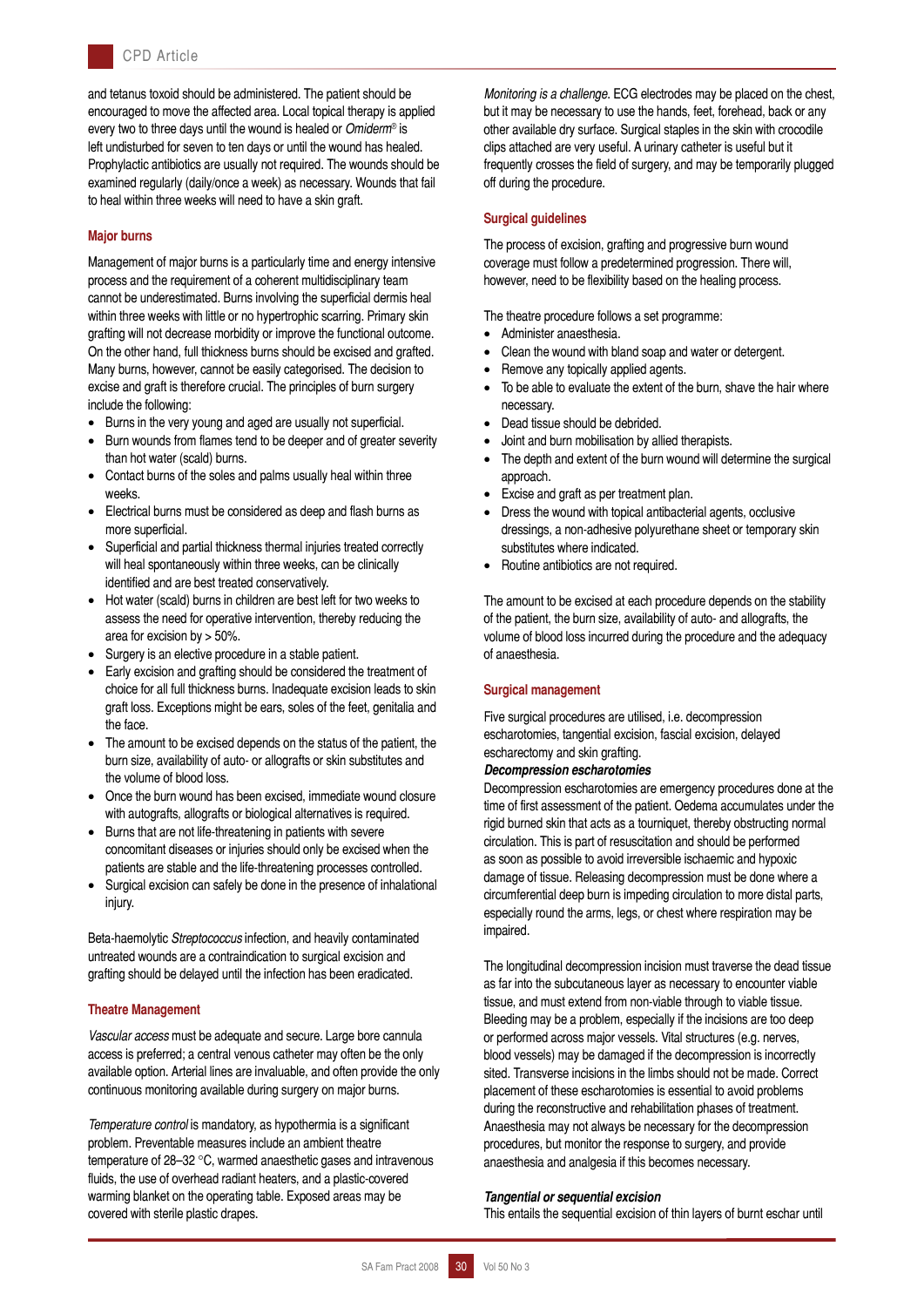and tetanus toxoid should be administered. The patient should be encouraged to move the affected area. Local topical therapy is applied every two to three days until the wound is healed or *Omiderm®* is left undisturbed for seven to ten days or until the wound has healed. Prophylactic antibiotics are usually not required. The wounds should be examined regularly (daily/once a week) as necessary. Wounds that fail to heal within three weeks will need to have a skin graft.

## Major burns

Management of major burns is a particularly time and energy intensive process and the requirement of a coherent multidisciplinary team cannot be underestimated. Burns involving the superficial dermis heal within three weeks with little or no hypertrophic scarring. Primary skin grafting will not decrease morbidity or improve the functional outcome. On the other hand, full thickness burns should be excised and grafted. Many burns, however, cannot be easily categorised. The decision to excise and graft is therefore crucial. The principles of burn surgery include the following:

- Burns in the very young and aged are usually not superficial.
- Burn wounds from flames tend to be deeper and of greater severity than hot water (scald) burns.
- Contact burns of the soles and palms usually heal within three weeks.
- Electrical burns must be considered as deep and flash burns as more superficial.
- Superficial and partial thickness thermal injuries treated correctly will heal spontaneously within three weeks, can be clinically identified and are best treated conservatively.
- Hot water (scald) burns in children are best left for two weeks to assess the need for operative intervention, thereby reducing the area for excision by > 50%.
- Surgery is an elective procedure in a stable patient.
- Early excision and grafting should be considered the treatment of choice for all full thickness burns. Inadequate excision leads to skin graft loss. Exceptions might be ears, soles of the feet, genitalia and the face.
- The amount to be excised depends on the status of the patient, the burn size, availability of auto- or allografts or skin substitutes and the volume of blood loss.
- Once the burn wound has been excised, immediate wound closure with autografts, allografts or biological alternatives is required.
- Burns that are not life-threatening in patients with severe concomitant diseases or injuries should only be excised when the patients are stable and the life-threatening processes controlled.
- Surgical excision can safely be done in the presence of inhalational injury.

Beta-haemolytic *Streptococcus* infection, and heavily contaminated untreated wounds are a contraindication to surgical excision and grafting should be delayed until the infection has been eradicated.

## Theatre Management

*Vascular access* must be adequate and secure. Large bore cannula access is preferred; a central venous catheter may often be the only available option. Arterial lines are invaluable, and often provide the only continuous monitoring available during surgery on major burns.

*Temperature control* is mandatory, as hypothermia is a significant problem. Preventable measures include an ambient theatre temperature of 28–32 °C, warmed anaesthetic gases and intravenous fluids, the use of overhead radiant heaters, and a plastic-covered warming blanket on the operating table. Exposed areas may be covered with sterile plastic drapes.

*Monitoring is a challenge.* ECG electrodes may be placed on the chest, but it may be necessary to use the hands, feet, forehead, back or any other available dry surface. Surgical staples in the skin with crocodile clips attached are very useful. A urinary catheter is useful but it frequently crosses the field of surgery, and may be temporarily plugged off during the procedure.

## Surgical guidelines

The process of excision, grafting and progressive burn wound coverage must follow a predetermined progression. There will, however, need to be flexibility based on the healing process.

The theatre procedure follows a set programme:

- Administer anaesthesia.
- Clean the wound with bland soap and water or detergent.
- Remove any topically applied agents.
- To be able to evaluate the extent of the burn, shave the hair where necessary.
- Dead tissue should be debrided.
- Joint and burn mobilisation by allied therapists.
- The depth and extent of the burn wound will determine the surgical approach.
- Excise and graft as per treatment plan.
- Dress the wound with topical antibacterial agents, occlusive dressings, a non-adhesive polyurethane sheet or temporary skin substitutes where indicated.
- Routine antibiotics are not required.

The amount to be excised at each procedure depends on the stability of the patient, the burn size, availability of auto- and allografts, the volume of blood loss incurred during the procedure and the adequacy of anaesthesia.

## Surgical management

Five surgical procedures are utilised, i.e. decompression escharotomies, tangential excision, fascial excision, delayed escharectomy and skin grafting.

### *Decompression escharotomies*

Decompression escharotomies are emergency procedures done at the time of first assessment of the patient. Oedema accumulates under the rigid burned skin that acts as a tourniquet, thereby obstructing normal circulation. This is part of resuscitation and should be performed as soon as possible to avoid irreversible ischaemic and hypoxic damage of tissue. Releasing decompression must be done where a circumferential deep burn is impeding circulation to more distal parts, especially round the arms, legs, or chest where respiration may be impaired.

The longitudinal decompression incision must traverse the dead tissue as far into the subcutaneous layer as necessary to encounter viable tissue, and must extend from non-viable through to viable tissue. Bleeding may be a problem, especially if the incisions are too deep or performed across major vessels. Vital structures (e.g. nerves, blood vessels) may be damaged if the decompression is incorrectly sited. Transverse incisions in the limbs should not be made. Correct placement of these escharotomies is essential to avoid problems during the reconstructive and rehabilitation phases of treatment. Anaesthesia may not always be necessary for the decompression procedures, but monitor the response to surgery, and provide anaesthesia and analgesia if this becomes necessary.

### *Tangential or sequential excision*

This entails the sequential excision of thin layers of burnt eschar until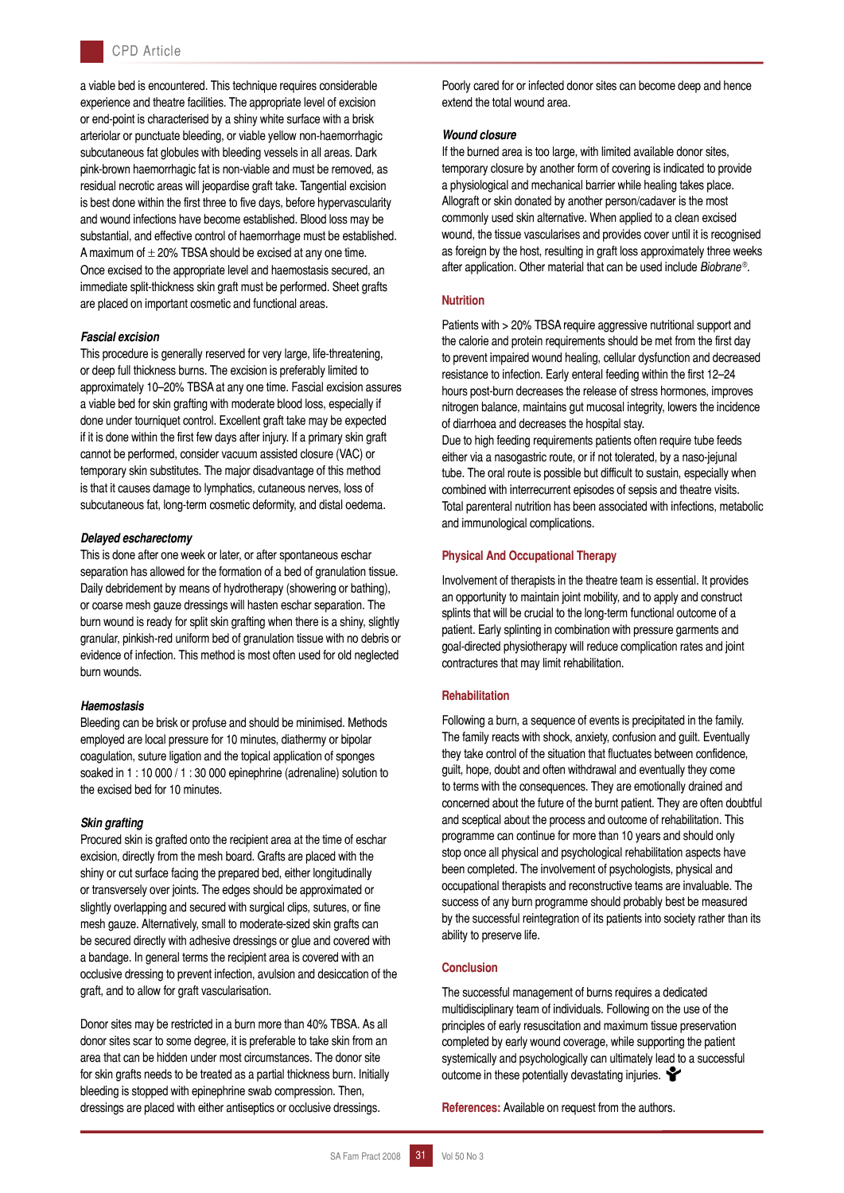a viable bed is encountered. This technique requires considerable experience and theatre facilities. The appropriate level of excision or end-point is characterised by a shiny white surface with a brisk arteriolar or punctuate bleeding, or viable yellow non-haemorrhagic subcutaneous fat globules with bleeding vessels in all areas. Dark pink-brown haemorrhagic fat is non-viable and must be removed, as residual necrotic areas will jeopardise graft take. Tangential excision is best done within the first three to five days, before hypervascularity and wound infections have become established. Blood loss may be substantial, and effective control of haemorrhage must be established. A maximum of ± 20% TBSA should be excised at any one time. Once excised to the appropriate level and haemostasis secured, an immediate split-thickness skin graft must be performed. Sheet grafts are placed on important cosmetic and functional areas.

### *Fascial excision*

This procedure is generally reserved for very large, life-threatening, or deep full thickness burns. The excision is preferably limited to approximately 10–20% TBSA at any one time. Fascial excision assures a viable bed for skin grafting with moderate blood loss, especially if done under tourniquet control. Excellent graft take may be expected if it is done within the first few days after injury. If a primary skin graft cannot be performed, consider vacuum assisted closure (VAC) or temporary skin substitutes. The major disadvantage of this method is that it causes damage to lymphatics, cutaneous nerves, loss of subcutaneous fat, long-term cosmetic deformity, and distal oedema.

### *Delayed escharectomy*

This is done after one week or later, or after spontaneous eschar separation has allowed for the formation of a bed of granulation tissue. Daily debridement by means of hydrotherapy (showering or bathing), or coarse mesh gauze dressings will hasten eschar separation. The burn wound is ready for split skin grafting when there is a shiny, slightly granular, pinkish-red uniform bed of granulation tissue with no debris or evidence of infection. This method is most often used for old neglected burn wounds.

### *Haemostasis*

Bleeding can be brisk or profuse and should be minimised. Methods employed are local pressure for 10 minutes, diathermy or bipolar coagulation, suture ligation and the topical application of sponges soaked in 1 : 10 000 / 1 : 30 000 epinephrine (adrenaline) solution to the excised bed for 10 minutes.

### *Skin grafting*

Procured skin is grafted onto the recipient area at the time of eschar excision, directly from the mesh board. Grafts are placed with the shiny or cut surface facing the prepared bed, either longitudinally or transversely over joints. The edges should be approximated or slightly overlapping and secured with surgical clips, sutures, or fine mesh gauze. Alternatively, small to moderate-sized skin grafts can be secured directly with adhesive dressings or glue and covered with a bandage. In general terms the recipient area is covered with an occlusive dressing to prevent infection, avulsion and desiccation of the graft, and to allow for graft vascularisation.

Donor sites may be restricted in a burn more than 40% TBSA. As all donor sites scar to some degree, it is preferable to take skin from an area that can be hidden under most circumstances. The donor site for skin grafts needs to be treated as a partial thickness burn. Initially bleeding is stopped with epinephrine swab compression. Then, dressings are placed with either antiseptics or occlusive dressings. Poorly cared for or infected donor sites can become deep and hence extend the total wound area.

### *Wound closure*

If the burned area is too large, with limited available donor sites, temporary closure by another form of covering is indicated to provide a physiological and mechanical barrier while healing takes place. Allograft or skin donated by another person/cadaver is the most commonly used skin alternative. When applied to a clean excised wound, the tissue vascularises and provides cover until it is recognised as foreign by the host, resulting in graft loss approximately three weeks after application. Other material that can be used include *Biobrane®*.

## Nutrition

Patients with > 20% TBSA require aggressive nutritional support and the calorie and protein requirements should be met from the first day to prevent impaired wound healing, cellular dysfunction and decreased resistance to infection. Early enteral feeding within the first 12–24 hours post-burn decreases the release of stress hormones, improves nitrogen balance, maintains gut mucosal integrity, lowers the incidence of diarrhoea and decreases the hospital stay.

Due to high feeding requirements patients often require tube feeds either via a nasogastric route, or if not tolerated, by a naso-jejunal tube. The oral route is possible but difficult to sustain, especially when combined with intercurrent episodes of sepsis and theatre visits. Total parenteral nutrition has been associated with infections, metabolic and immunological complications.

## Physical And Occupational Therapy

Involvement of therapists in the theatre team is essential. It provides an opportunity to maintain joint mobility, and to apply and construct splints that will be crucial to the long-term functional outcome of a patient. Early splinting in combination with pressure garments and goal-directed physiotherapy will reduce complication rates and joint contractures that may limit rehabilitation.

## Rehabilitation

Following a burn, a sequence of events is precipitated in the family. The family reacts with shock, anxiety, confusion and guilt. Eventually they take control of the situation that fluctuates between confidence, guilt, hope, doubt and often withdrawal and eventually they come to terms with the consequences. They are emotionally drained and concerned about the future of the burnt patient. They are often doubtful and sceptical about the process and outcome of rehabilitation. This programme can continue for more than 10 years and should only stop once all physical and psychological rehabilitation aspects have been completed. The involvement of psychologists, physical and occupational therapists and reconstructive teams are invaluable. The success of any burn programme should probably best be measured by the successful reintegration of its patients into society rather than its ability to preserve life.

## Conclusion

The successful management of burns requires a dedicated multidisciplinary team of individuals. Following on the use of the principles of early resuscitation and maximum tissue preservation completed by early wound coverage, while supporting the patient systemically and psychologically can ultimately lead to a successful outcome in these potentially devastating injuries.

**References:** Available on request from the authors.